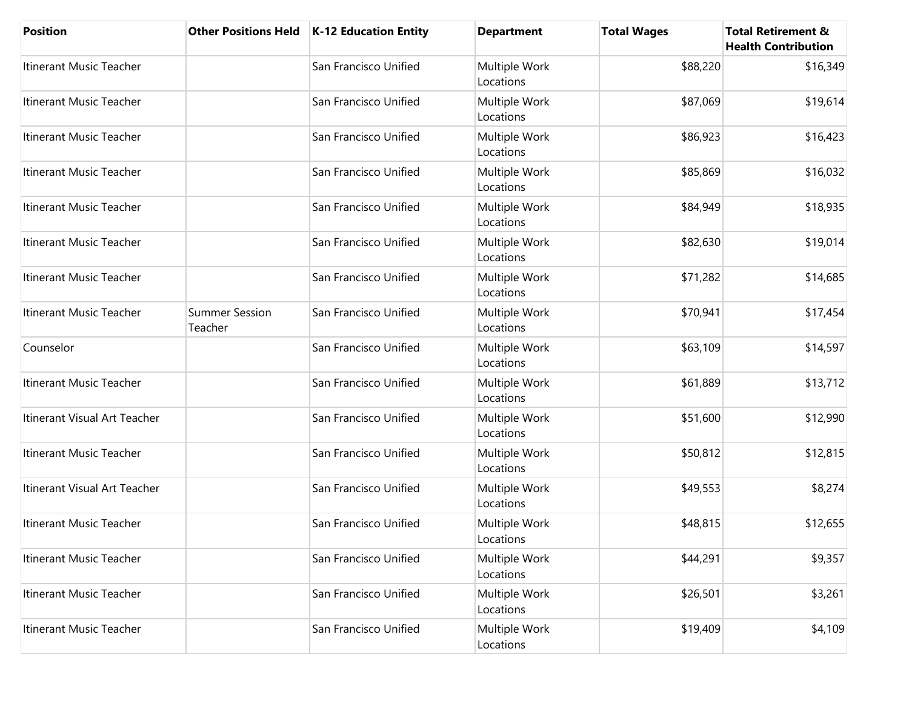| Position | Other Positions Held | K-12 Education Entity | Department | Total Wages | Total Retirement & Health Contribution |
|---|---|---|---|---|---|
| Itinerant Music Teacher | | San Francisco Unified | Multiple Work Locations | $88,220 | $16,349 |
| Itinerant Music Teacher | | San Francisco Unified | Multiple Work Locations | $87,069 | $19,614 |
| Itinerant Music Teacher | | San Francisco Unified | Multiple Work Locations | $86,923 | $16,423 |
| Itinerant Music Teacher | | San Francisco Unified | Multiple Work Locations | $85,869 | $16,032 |
| Itinerant Music Teacher | | San Francisco Unified | Multiple Work Locations | $84,949 | $18,935 |
| Itinerant Music Teacher | | San Francisco Unified | Multiple Work Locations | $82,630 | $19,014 |
| Itinerant Music Teacher | | San Francisco Unified | Multiple Work Locations | $71,282 | $14,685 |
| Itinerant Music Teacher | Summer Session Teacher | San Francisco Unified | Multiple Work Locations | $70,941 | $17,454 |
| Counselor | | San Francisco Unified | Multiple Work Locations | $63,109 | $14,597 |
| Itinerant Music Teacher | | San Francisco Unified | Multiple Work Locations | $61,889 | $13,712 |
| Itinerant Visual Art Teacher | | San Francisco Unified | Multiple Work Locations | $51,600 | $12,990 |
| Itinerant Music Teacher | | San Francisco Unified | Multiple Work Locations | $50,812 | $12,815 |
| Itinerant Visual Art Teacher | | San Francisco Unified | Multiple Work Locations | $49,553 | $8,274 |
| Itinerant Music Teacher | | San Francisco Unified | Multiple Work Locations | $48,815 | $12,655 |
| Itinerant Music Teacher | | San Francisco Unified | Multiple Work Locations | $44,291 | $9,357 |
| Itinerant Music Teacher | | San Francisco Unified | Multiple Work Locations | $26,501 | $3,261 |
| Itinerant Music Teacher | | San Francisco Unified | Multiple Work Locations | $19,409 | $4,109 |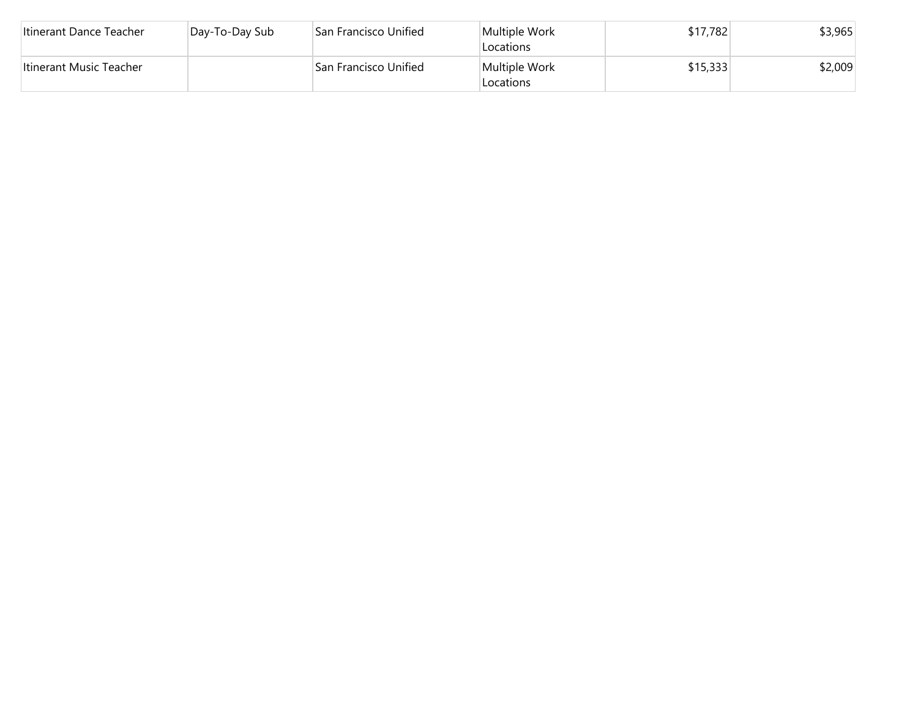| | | | | | |
|---|---|---|---|---|---|
| Itinerant Dance Teacher | Day-To-Day Sub | San Francisco Unified | Multiple Work Locations | $17,782 | $3,965 |
| Itinerant Music Teacher | | San Francisco Unified | Multiple Work Locations | $15,333 | $2,009 |